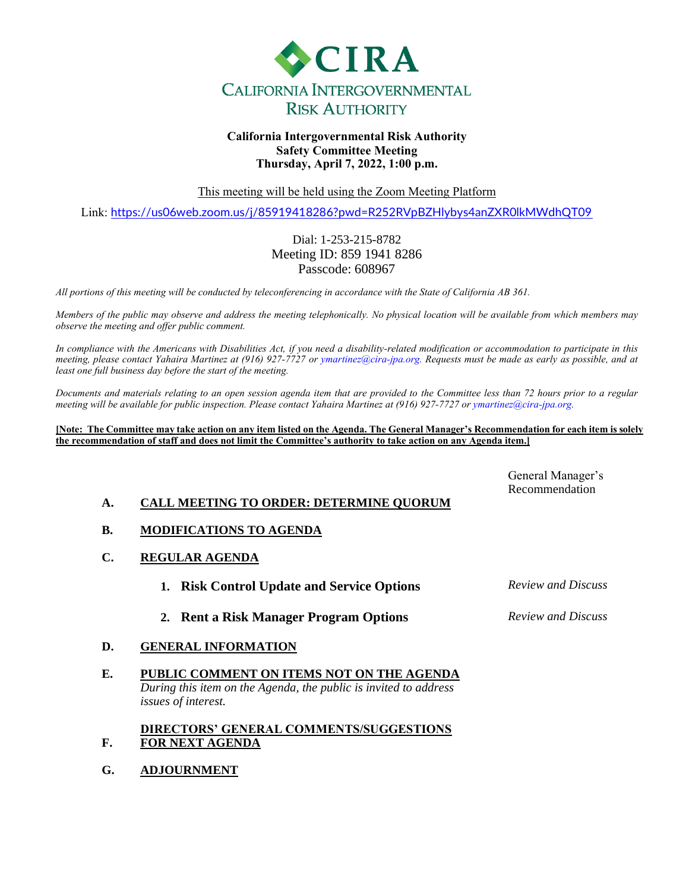# CIRA

## California Intergovernmental Risk Authority

**California Intergovernmental Risk Authority**
**Safety Committee Meeting**
**Thursday, April 7, 2022, 1:00 p.m.**

This meeting will be held using the Zoom Meeting Platform

Link: https://us06web.zoom.us/j/85919418286?pwd=R252RVpBZHlybys4anZXR0lkMWdhQT09

Dial: 1-253-215-8782
Meeting ID: 859 1941 8286
Passcode: 608967

*All portions of this meeting will be conducted by teleconferencing in accordance with the State of California AB 361.*

*Members of the public may observe and address the meeting telephonically. No physical location will be available from which members may observe the meeting and offer public comment.*

*In compliance with the Americans with Disabilities Act, if you need a disability-related modification or accommodation to participate in this meeting, please contact Yahaira Martinez at (916) 927-7727 or ymartinez@cira-jpa.org. Requests must be made as early as possible, and at least one full business day before the start of the meeting.*

*Documents and materials relating to an open session agenda item that are provided to the Committee less than 72 hours prior to a regular meeting will be available for public inspection. Please contact Yahaira Martinez at (916) 927-7727 or ymartinez@cira-jpa.org.*

**[Note: The Committee may take action on any item listed on the Agenda. The General Manager's Recommendation for each item is solely the recommendation of staff and does not limit the Committee's authority to take action on any Agenda item.]**

| | | General Manager's Recommendation |
|---|---|---|
| **A.** | **CALL MEETING TO ORDER: DETERMINE QUORUM** | |
| **B.** | **MODIFICATIONS TO AGENDA** | |
| **C.** | **REGULAR AGENDA** | |
| | **1. Risk Control Update and Service Options** | *Review and Discuss* |
| | **2. Rent a Risk Manager Program Options** | *Review and Discuss* |
| **D.** | **GENERAL INFORMATION** | |
| **E.** | **PUBLIC COMMENT ON ITEMS NOT ON THE AGENDA** *During this item on the Agenda, the public is invited to address issues of interest.* | |
| **F.** | **DIRECTORS' GENERAL COMMENTS/SUGGESTIONS FOR NEXT AGENDA** | |
| **G.** | **ADJOURNMENT** | |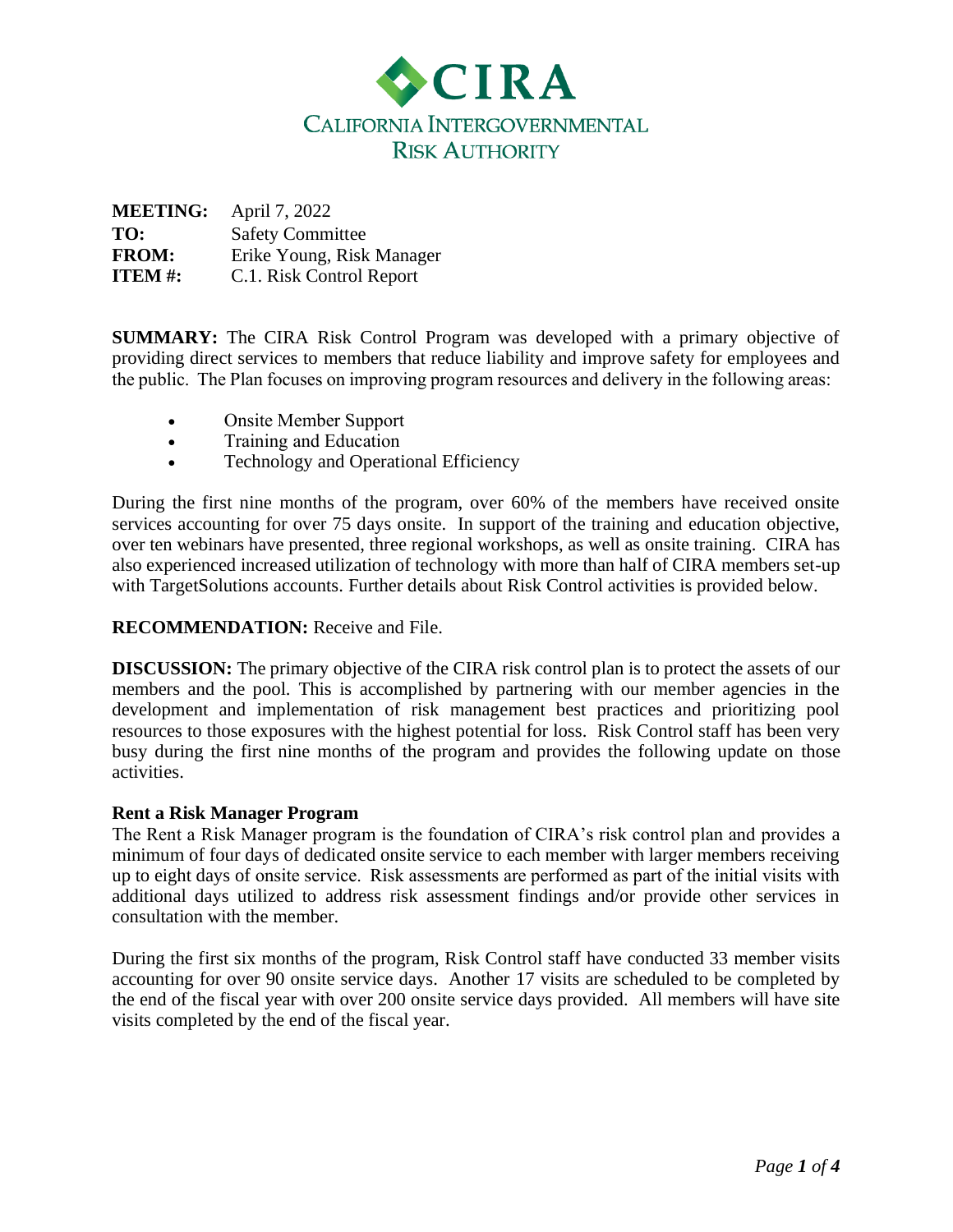# CIRA

## CALIFORNIA INTERGOVERNMENTAL RISK AUTHORITY

**MEETING:** April 7, 2022
**TO:** Safety Committee
**FROM:** Erike Young, Risk Manager
**ITEM #:** C.1. Risk Control Report

**SUMMARY:** The CIRA Risk Control Program was developed with a primary objective of providing direct services to members that reduce liability and improve safety for employees and the public. The Plan focuses on improving program resources and delivery in the following areas:

- Onsite Member Support
- Training and Education
- Technology and Operational Efficiency

During the first nine months of the program, over 60% of the members have received onsite services accounting for over 75 days onsite. In support of the training and education objective, over ten webinars have presented, three regional workshops, as well as onsite training. CIRA has also experienced increased utilization of technology with more than half of CIRA members set-up with TargetSolutions accounts. Further details about Risk Control activities is provided below.

**RECOMMENDATION:** Receive and File.

**DISCUSSION:** The primary objective of the CIRA risk control plan is to protect the assets of our members and the pool. This is accomplished by partnering with our member agencies in the development and implementation of risk management best practices and prioritizing pool resources to those exposures with the highest potential for loss. Risk Control staff has been very busy during the first nine months of the program and provides the following update on those activities.

**Rent a Risk Manager Program**
The Rent a Risk Manager program is the foundation of CIRA's risk control plan and provides a minimum of four days of dedicated onsite service to each member with larger members receiving up to eight days of onsite service. Risk assessments are performed as part of the initial visits with additional days utilized to address risk assessment findings and/or provide other services in consultation with the member.

During the first six months of the program, Risk Control staff have conducted 33 member visits accounting for over 90 onsite service days. Another 17 visits are scheduled to be completed by the end of the fiscal year with over 200 onsite service days provided. All members will have site visits completed by the end of the fiscal year.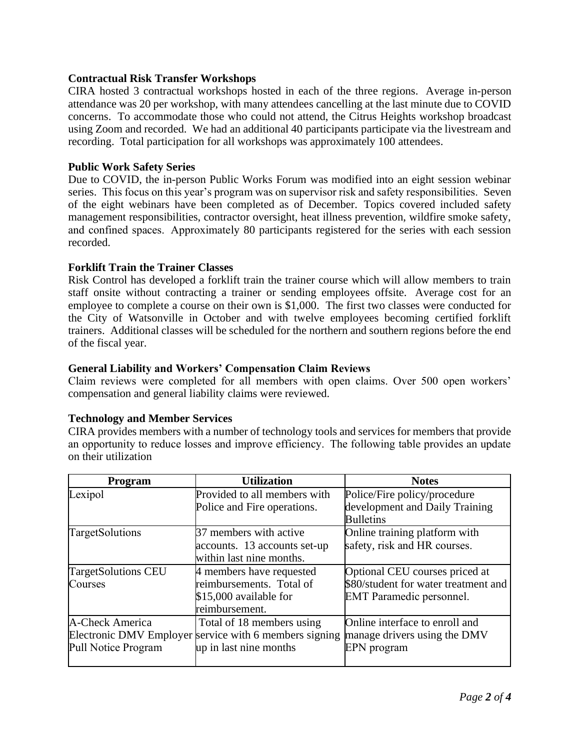**Contractual Risk Transfer Workshops**

CIRA hosted 3 contractual workshops hosted in each of the three regions. Average in-person attendance was 20 per workshop, with many attendees cancelling at the last minute due to COVID concerns. To accommodate those who could not attend, the Citrus Heights workshop broadcast using Zoom and recorded. We had an additional 40 participants participate via the livestream and recording. Total participation for all workshops was approximately 100 attendees.

**Public Work Safety Series**

Due to COVID, the in-person Public Works Forum was modified into an eight session webinar series. This focus on this year's program was on supervisor risk and safety responsibilities. Seven of the eight webinars have been completed as of December. Topics covered included safety management responsibilities, contractor oversight, heat illness prevention, wildfire smoke safety, and confined spaces. Approximately 80 participants registered for the series with each session recorded.

**Forklift Train the Trainer Classes**

Risk Control has developed a forklift train the trainer course which will allow members to train staff onsite without contracting a trainer or sending employees offsite. Average cost for an employee to complete a course on their own is $1,000. The first two classes were conducted for the City of Watsonville in October and with twelve employees becoming certified forklift trainers. Additional classes will be scheduled for the northern and southern regions before the end of the fiscal year.

**General Liability and Workers' Compensation Claim Reviews**

Claim reviews were completed for all members with open claims. Over 500 open workers' compensation and general liability claims were reviewed.

**Technology and Member Services**

CIRA provides members with a number of technology tools and services for members that provide an opportunity to reduce losses and improve efficiency. The following table provides an update on their utilization

| Program | Utilization | Notes |
|---|---|---|
| Lexipol | Provided to all members with Police and Fire operations. | Police/Fire policy/procedure development and Daily Training Bulletins |
| TargetSolutions | 37 members with active accounts. 13 accounts set-up within last nine months. | Online training platform with safety, risk and HR courses. |
| TargetSolutions CEU Courses | 4 members have requested reimbursements. Total of $15,000 available for reimbursement. | Optional CEU courses priced at $80/student for water treatment and EMT Paramedic personnel. |
| A-Check America Electronic DMV Employer Pull Notice Program | Total of 18 members using service with 6 members signing up in last nine months | Online interface to enroll and manage drivers using the DMV EPN program |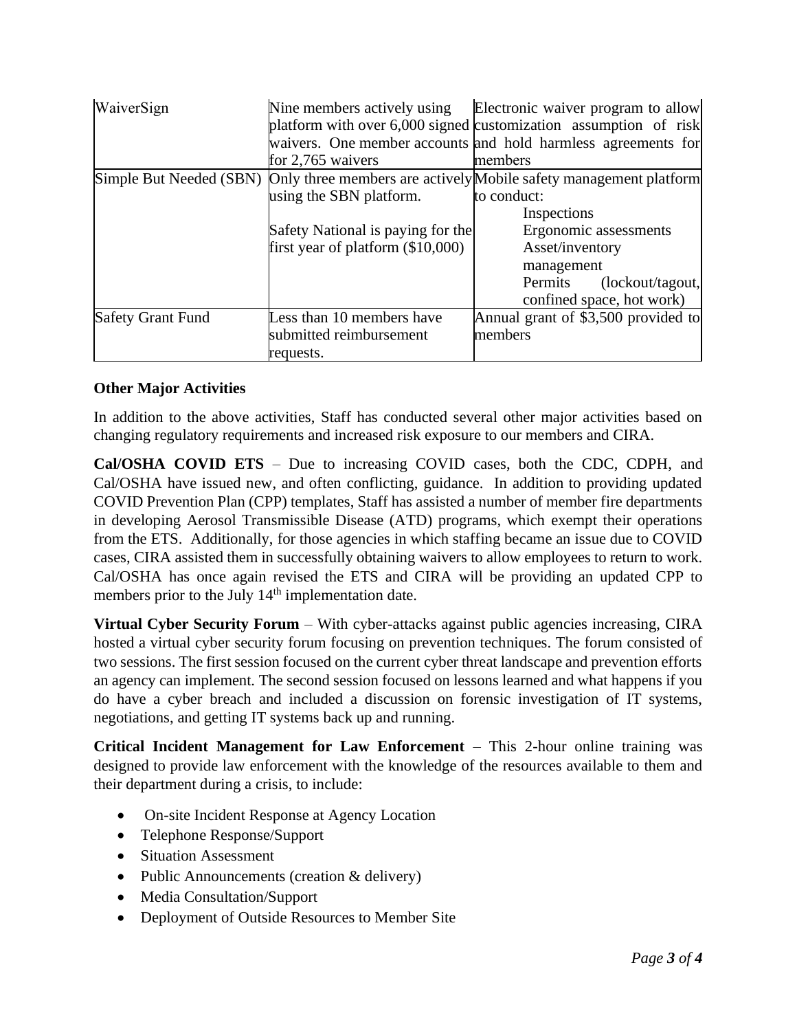| | | |
|---|---|---|
| WaiverSign | Nine members actively using platform with over 6,000 signed waivers. One member accounts for 2,765 waivers | Electronic waiver program to allow customization assumption of risk and hold harmless agreements for members |
| Simple But Needed (SBN) | Only three members are actively using the SBN platform.<br><br>Safety National is paying for the first year of platform ($10,000) | Mobile safety management platform to conduct:<br>Inspections<br>Ergonomic assessments<br>Asset/inventory management<br>Permits (lockout/tagout, confined space, hot work) |
| Safety Grant Fund | Less than 10 members have submitted reimbursement requests. | Annual grant of $3,500 provided to members |

**Other Major Activities**

In addition to the above activities, Staff has conducted several other major activities based on changing regulatory requirements and increased risk exposure to our members and CIRA.

**Cal/OSHA COVID ETS** – Due to increasing COVID cases, both the CDC, CDPH, and Cal/OSHA have issued new, and often conflicting, guidance. In addition to providing updated COVID Prevention Plan (CPP) templates, Staff has assisted a number of member fire departments in developing Aerosol Transmissible Disease (ATD) programs, which exempt their operations from the ETS. Additionally, for those agencies in which staffing became an issue due to COVID cases, CIRA assisted them in successfully obtaining waivers to allow employees to return to work. Cal/OSHA has once again revised the ETS and CIRA will be providing an updated CPP to members prior to the July 14th implementation date.

**Virtual Cyber Security Forum** – With cyber-attacks against public agencies increasing, CIRA hosted a virtual cyber security forum focusing on prevention techniques. The forum consisted of two sessions. The first session focused on the current cyber threat landscape and prevention efforts an agency can implement. The second session focused on lessons learned and what happens if you do have a cyber breach and included a discussion on forensic investigation of IT systems, negotiations, and getting IT systems back up and running.

**Critical Incident Management for Law Enforcement** – This 2-hour online training was designed to provide law enforcement with the knowledge of the resources available to them and their department during a crisis, to include:

- On-site Incident Response at Agency Location
- Telephone Response/Support
- Situation Assessment
- Public Announcements (creation & delivery)
- Media Consultation/Support
- Deployment of Outside Resources to Member Site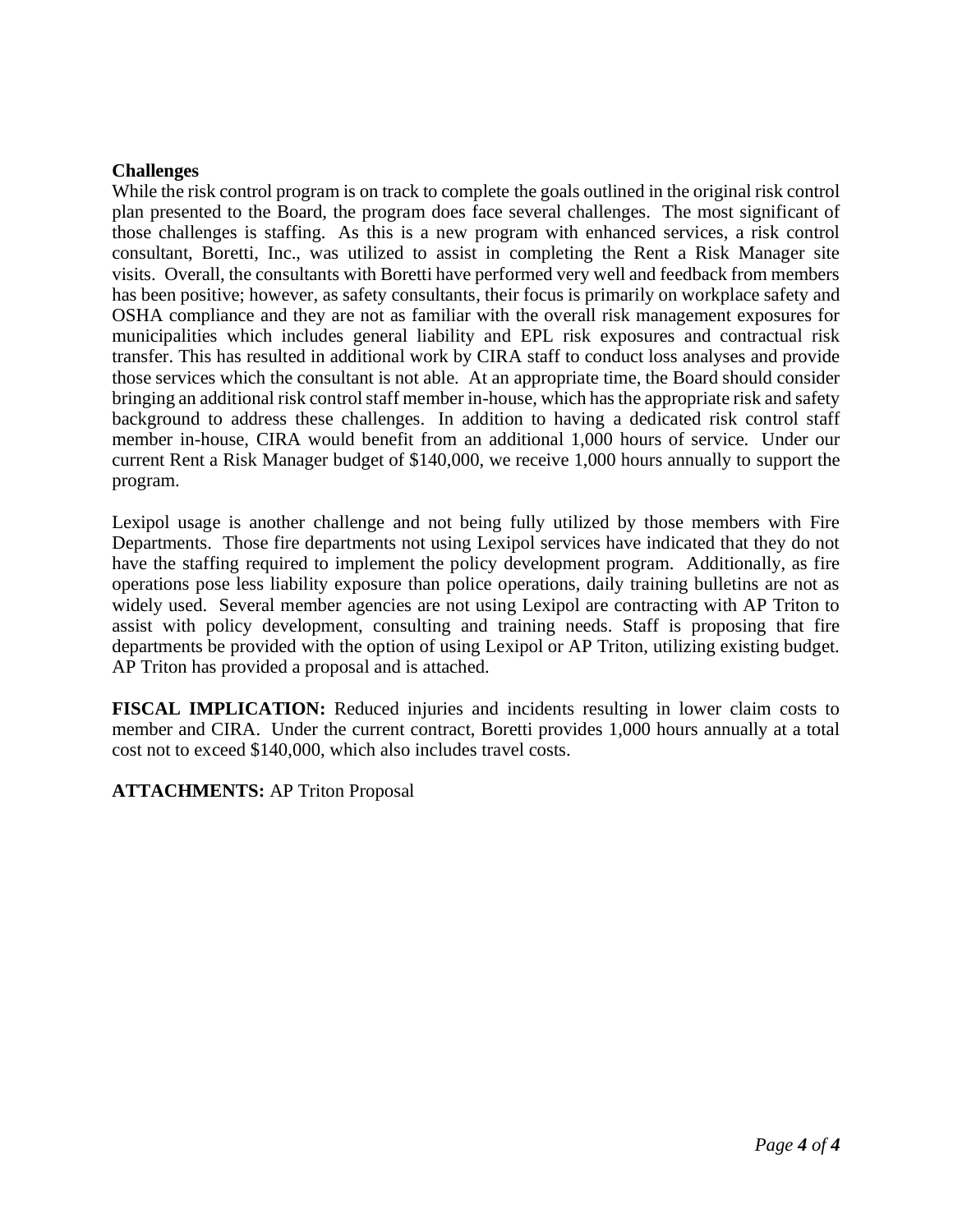**Challenges**

While the risk control program is on track to complete the goals outlined in the original risk control plan presented to the Board, the program does face several challenges. The most significant of those challenges is staffing. As this is a new program with enhanced services, a risk control consultant, Boretti, Inc., was utilized to assist in completing the Rent a Risk Manager site visits. Overall, the consultants with Boretti have performed very well and feedback from members has been positive; however, as safety consultants, their focus is primarily on workplace safety and OSHA compliance and they are not as familiar with the overall risk management exposures for municipalities which includes general liability and EPL risk exposures and contractual risk transfer. This has resulted in additional work by CIRA staff to conduct loss analyses and provide those services which the consultant is not able. At an appropriate time, the Board should consider bringing an additional risk control staff member in-house, which has the appropriate risk and safety background to address these challenges. In addition to having a dedicated risk control staff member in-house, CIRA would benefit from an additional 1,000 hours of service. Under our current Rent a Risk Manager budget of $140,000, we receive 1,000 hours annually to support the program.

Lexipol usage is another challenge and not being fully utilized by those members with Fire Departments. Those fire departments not using Lexipol services have indicated that they do not have the staffing required to implement the policy development program. Additionally, as fire operations pose less liability exposure than police operations, daily training bulletins are not as widely used. Several member agencies are not using Lexipol are contracting with AP Triton to assist with policy development, consulting and training needs. Staff is proposing that fire departments be provided with the option of using Lexipol or AP Triton, utilizing existing budget. AP Triton has provided a proposal and is attached.

**FISCAL IMPLICATION:** Reduced injuries and incidents resulting in lower claim costs to member and CIRA. Under the current contract, Boretti provides 1,000 hours annually at a total cost not to exceed $140,000, which also includes travel costs.

**ATTACHMENTS:** AP Triton Proposal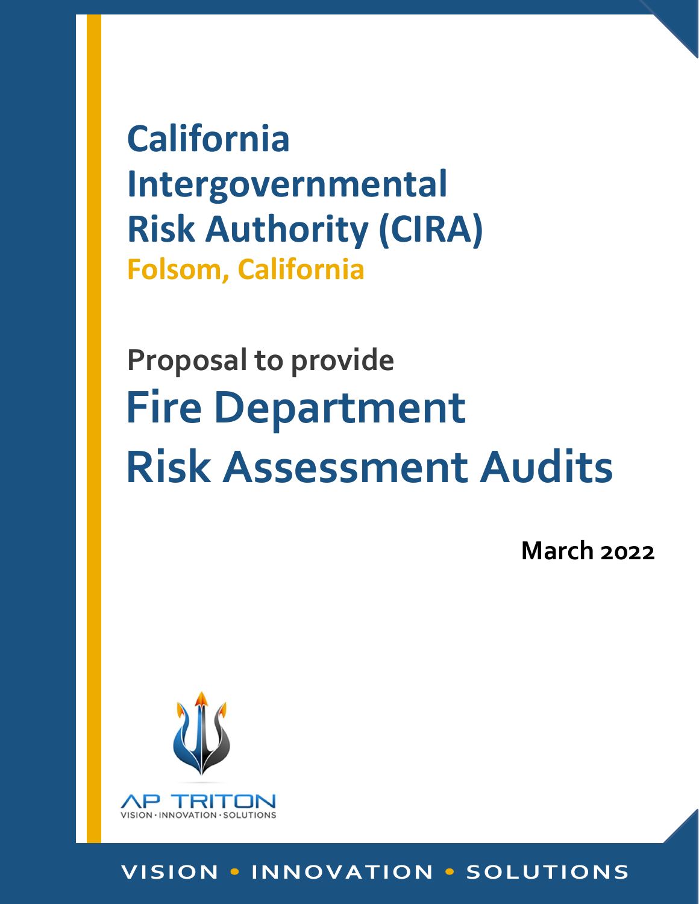# California Intergovernmental Risk Authority (CIRA)

## Folsom, California

### Proposal to provide

# Fire Department Risk Assessment Audits

**March 2022**

AP TRITON

VISION • INNOVATION • SOLUTIONS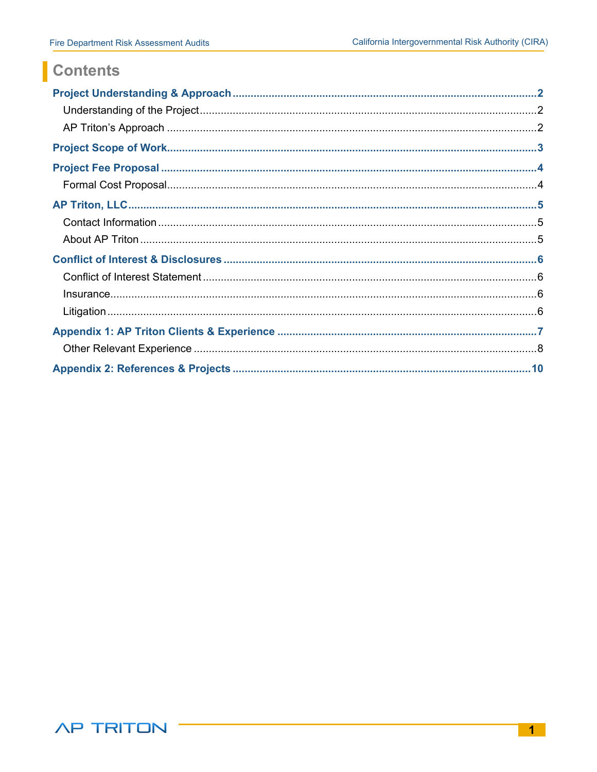# Contents

**Project Understanding & Approach** .......... 2

- Understanding of the Project .......... 2
- AP Triton's Approach .......... 2

**Project Scope of Work** .......... 3

**Project Fee Proposal** .......... 4

- Formal Cost Proposal .......... 4

**AP Triton, LLC** .......... 5

- Contact Information .......... 5
- About AP Triton .......... 5

**Conflict of Interest & Disclosures** .......... 6

- Conflict of Interest Statement .......... 6
- Insurance .......... 6
- Litigation .......... 6

**Appendix 1: AP Triton Clients & Experience** .......... 7

- Other Relevant Experience .......... 8

**Appendix 2: References & Projects** .......... 10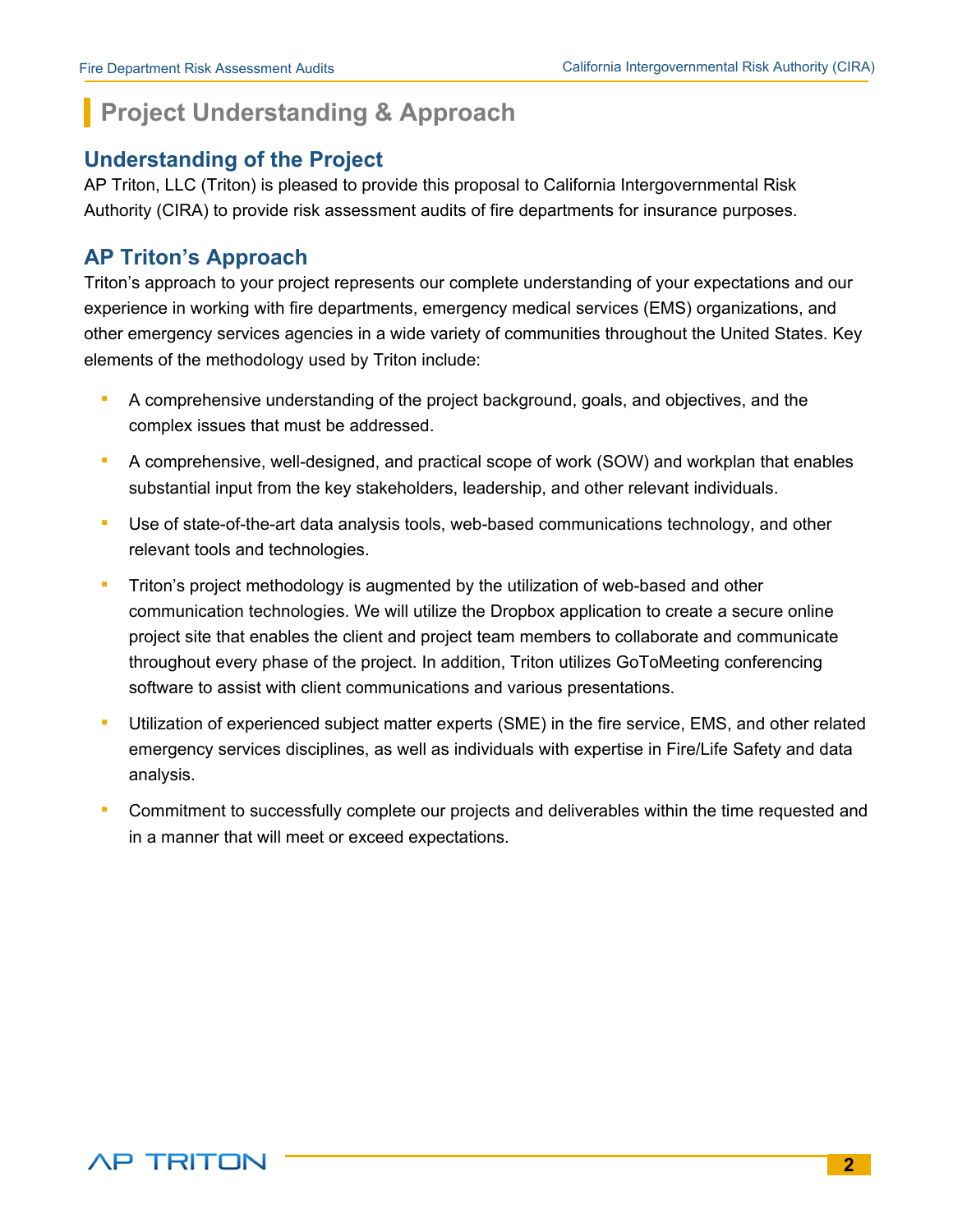# Project Understanding & Approach

## Understanding of the Project

AP Triton, LLC (Triton) is pleased to provide this proposal to California Intergovernmental Risk Authority (CIRA) to provide risk assessment audits of fire departments for insurance purposes.

## AP Triton's Approach

Triton's approach to your project represents our complete understanding of your expectations and our experience in working with fire departments, emergency medical services (EMS) organizations, and other emergency services agencies in a wide variety of communities throughout the United States. Key elements of the methodology used by Triton include:

- A comprehensive understanding of the project background, goals, and objectives, and the complex issues that must be addressed.
- A comprehensive, well-designed, and practical scope of work (SOW) and workplan that enables substantial input from the key stakeholders, leadership, and other relevant individuals.
- Use of state-of-the-art data analysis tools, web-based communications technology, and other relevant tools and technologies.
- Triton's project methodology is augmented by the utilization of web-based and other communication technologies. We will utilize the Dropbox application to create a secure online project site that enables the client and project team members to collaborate and communicate throughout every phase of the project. In addition, Triton utilizes GoToMeeting conferencing software to assist with client communications and various presentations.
- Utilization of experienced subject matter experts (SME) in the fire service, EMS, and other related emergency services disciplines, as well as individuals with expertise in Fire/Life Safety and data analysis.
- Commitment to successfully complete our projects and deliverables within the time requested and in a manner that will meet or exceed expectations.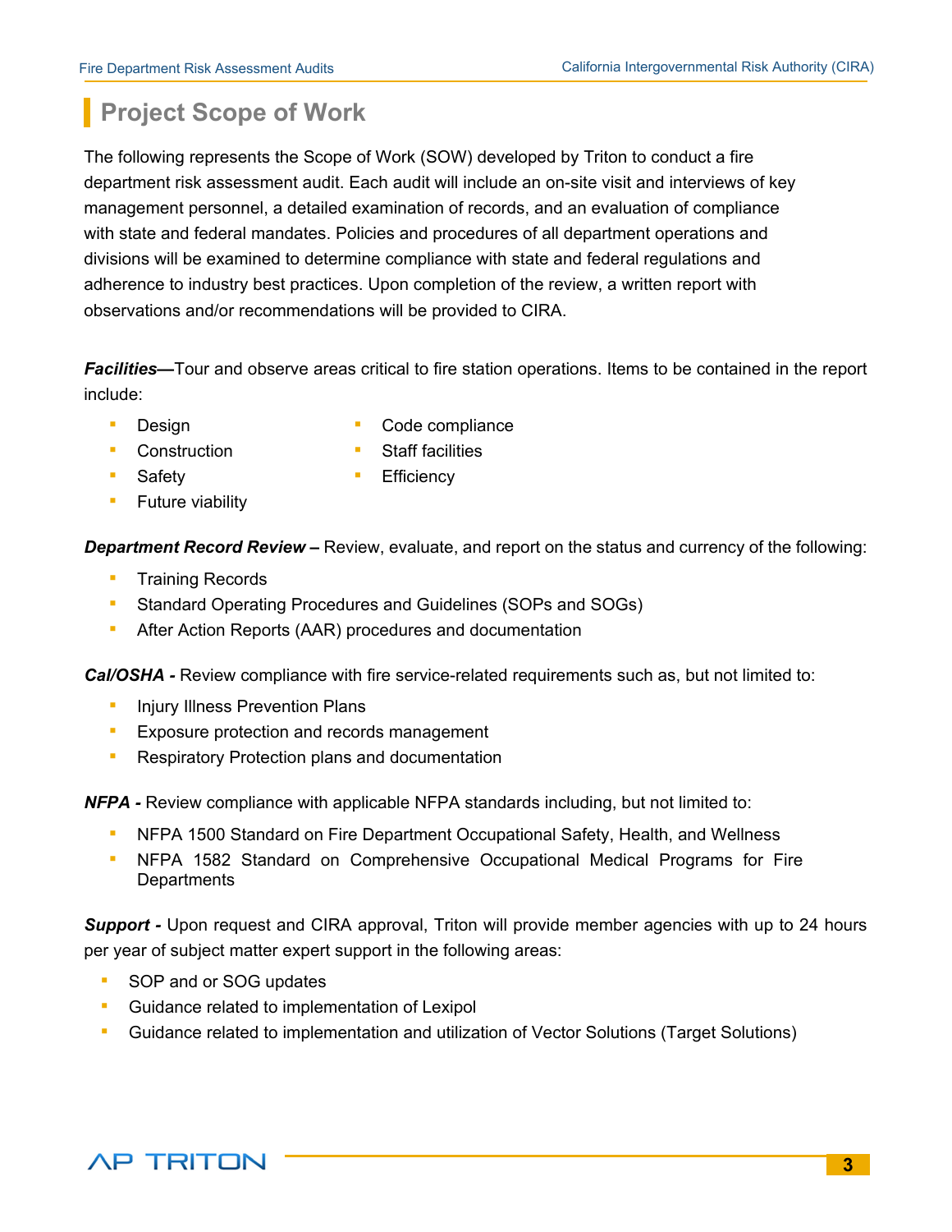## Project Scope of Work

The following represents the Scope of Work (SOW) developed by Triton to conduct a fire department risk assessment audit. Each audit will include an on-site visit and interviews of key management personnel, a detailed examination of records, and an evaluation of compliance with state and federal mandates. Policies and procedures of all department operations and divisions will be examined to determine compliance with state and federal regulations and adherence to industry best practices. Upon completion of the review, a written report with observations and/or recommendations will be provided to CIRA.

***Facilities***—Tour and observe areas critical to fire station operations. Items to be contained in the report include:

- Design
- Construction
- Safety
- Future viability
- Code compliance
- Staff facilities
- Efficiency

***Department Record Review*** – Review, evaluate, and report on the status and currency of the following:

- Training Records
- Standard Operating Procedures and Guidelines (SOPs and SOGs)
- After Action Reports (AAR) procedures and documentation

***Cal/OSHA*** - Review compliance with fire service-related requirements such as, but not limited to:

- Injury Illness Prevention Plans
- Exposure protection and records management
- Respiratory Protection plans and documentation

***NFPA*** - Review compliance with applicable NFPA standards including, but not limited to:

- NFPA 1500 Standard on Fire Department Occupational Safety, Health, and Wellness
- NFPA 1582 Standard on Comprehensive Occupational Medical Programs for Fire Departments

***Support*** - Upon request and CIRA approval, Triton will provide member agencies with up to 24 hours per year of subject matter expert support in the following areas:

- SOP and or SOG updates
- Guidance related to implementation of Lexipol
- Guidance related to implementation and utilization of Vector Solutions (Target Solutions)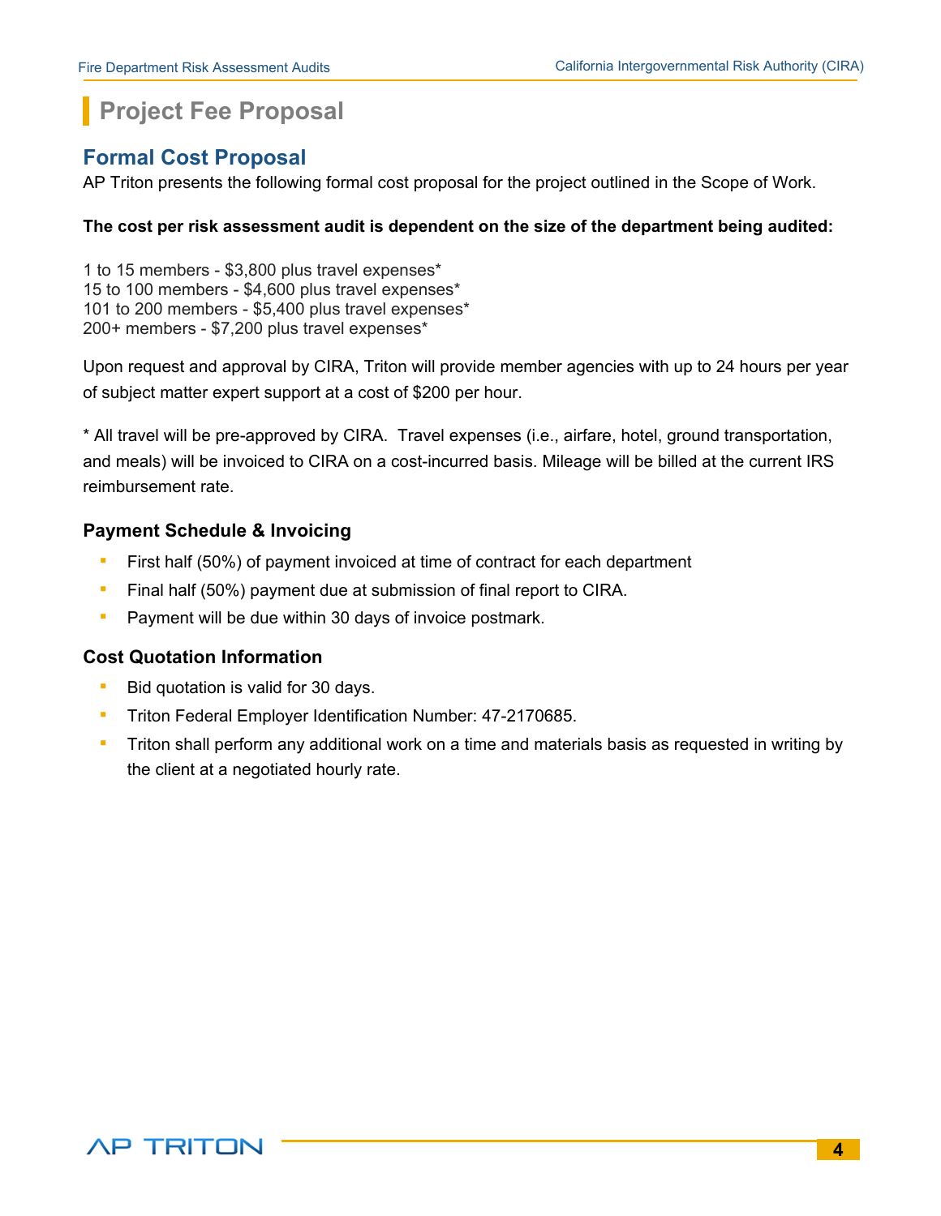# Project Fee Proposal

## Formal Cost Proposal

AP Triton presents the following formal cost proposal for the project outlined in the Scope of Work.

**The cost per risk assessment audit is dependent on the size of the department being audited:**

1 to 15 members - $3,800 plus travel expenses*
15 to 100 members - $4,600 plus travel expenses*
101 to 200 members - $5,400 plus travel expenses*
200+ members - $7,200 plus travel expenses*

Upon request and approval by CIRA, Triton will provide member agencies with up to 24 hours per year of subject matter expert support at a cost of $200 per hour.

* All travel will be pre-approved by CIRA. Travel expenses (i.e., airfare, hotel, ground transportation, and meals) will be invoiced to CIRA on a cost-incurred basis. Mileage will be billed at the current IRS reimbursement rate.

### Payment Schedule & Invoicing

- First half (50%) of payment invoiced at time of contract for each department
- Final half (50%) payment due at submission of final report to CIRA.
- Payment will be due within 30 days of invoice postmark.

### Cost Quotation Information

- Bid quotation is valid for 30 days.
- Triton Federal Employer Identification Number: 47-2170685.
- Triton shall perform any additional work on a time and materials basis as requested in writing by the client at a negotiated hourly rate.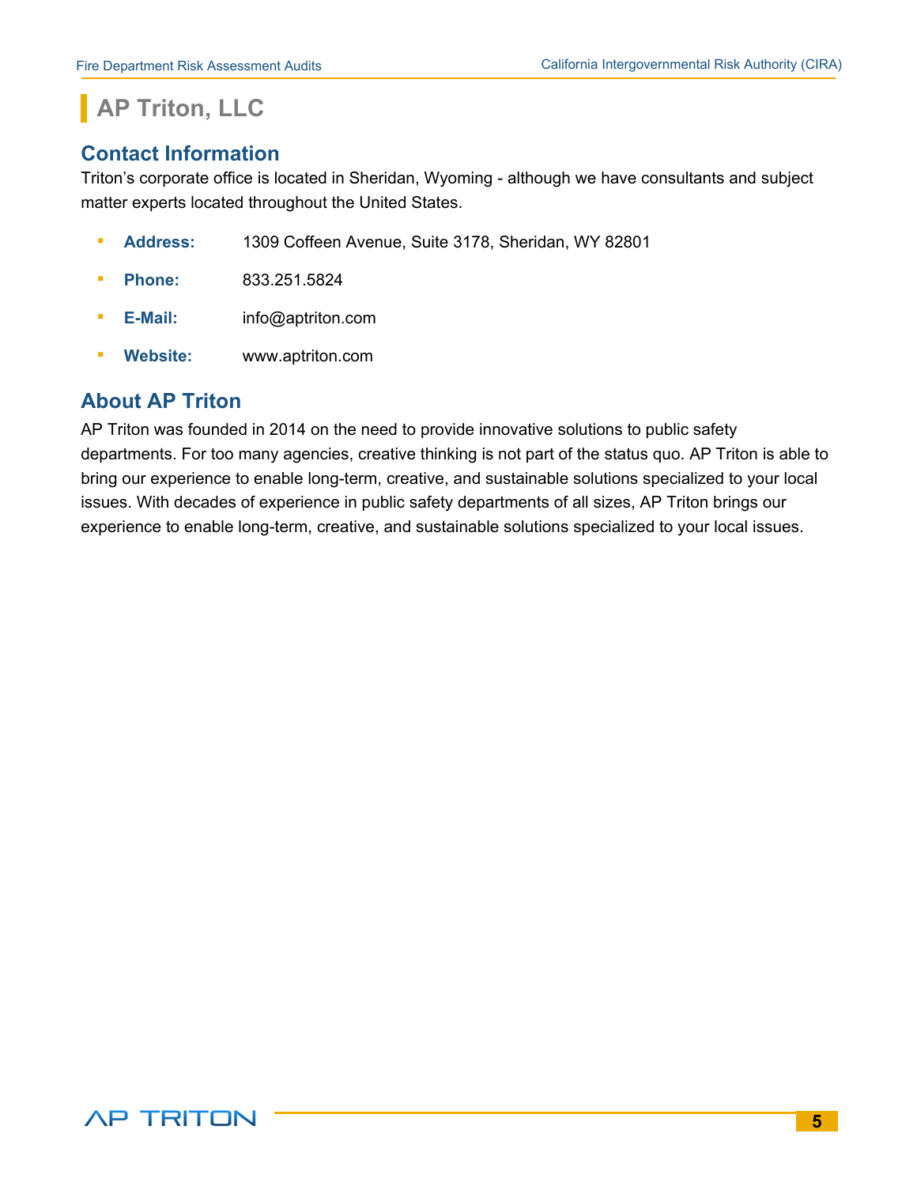# AP Triton, LLC

## Contact Information

Triton's corporate office is located in Sheridan, Wyoming - although we have consultants and subject matter experts located throughout the United States.

- **Address:** 1309 Coffeen Avenue, Suite 3178, Sheridan, WY 82801
- **Phone:** 833.251.5824
- **E-Mail:** info@aptriton.com
- **Website:** www.aptriton.com

## About AP Triton

AP Triton was founded in 2014 on the need to provide innovative solutions to public safety departments. For too many agencies, creative thinking is not part of the status quo. AP Triton is able to bring our experience to enable long-term, creative, and sustainable solutions specialized to your local issues. With decades of experience in public safety departments of all sizes, AP Triton brings our experience to enable long-term, creative, and sustainable solutions specialized to your local issues.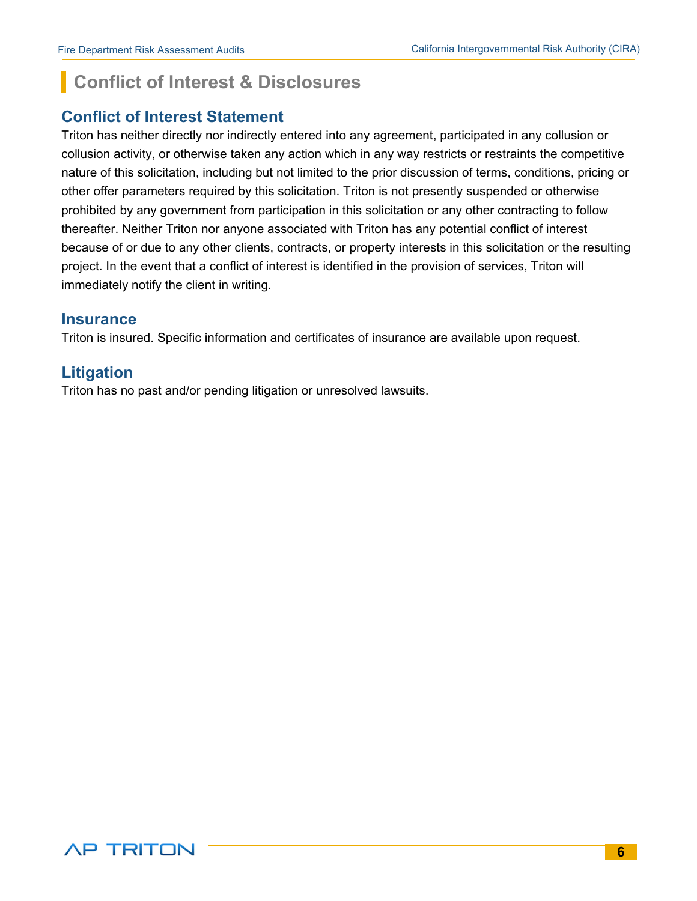# Conflict of Interest & Disclosures

## Conflict of Interest Statement

Triton has neither directly nor indirectly entered into any agreement, participated in any collusion or collusion activity, or otherwise taken any action which in any way restricts or restraints the competitive nature of this solicitation, including but not limited to the prior discussion of terms, conditions, pricing or other offer parameters required by this solicitation. Triton is not presently suspended or otherwise prohibited by any government from participation in this solicitation or any other contracting to follow thereafter. Neither Triton nor anyone associated with Triton has any potential conflict of interest because of or due to any other clients, contracts, or property interests in this solicitation or the resulting project. In the event that a conflict of interest is identified in the provision of services, Triton will immediately notify the client in writing.

## Insurance

Triton is insured. Specific information and certificates of insurance are available upon request.

## Litigation

Triton has no past and/or pending litigation or unresolved lawsuits.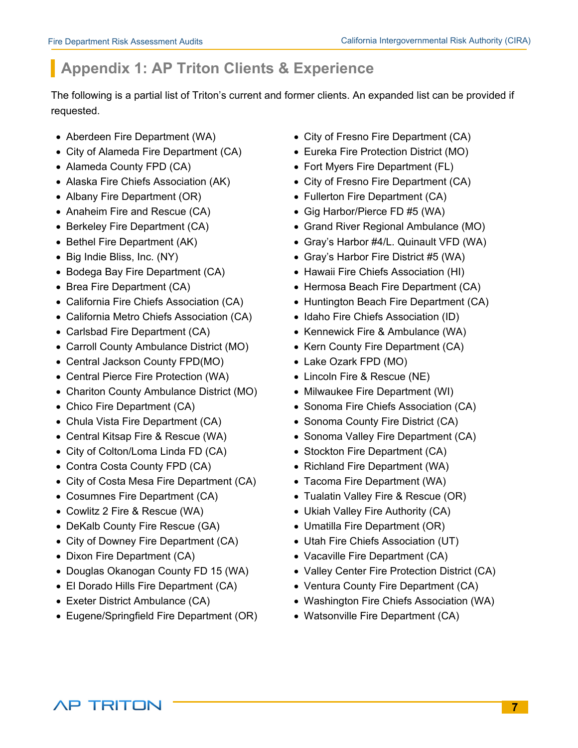# Appendix 1: AP Triton Clients & Experience

The following is a partial list of Triton's current and former clients. An expanded list can be provided if requested.

- Aberdeen Fire Department (WA)
- City of Alameda Fire Department (CA)
- Alameda County FPD (CA)
- Alaska Fire Chiefs Association (AK)
- Albany Fire Department (OR)
- Anaheim Fire and Rescue (CA)
- Berkeley Fire Department (CA)
- Bethel Fire Department (AK)
- Big Indie Bliss, Inc. (NY)
- Bodega Bay Fire Department (CA)
- Brea Fire Department (CA)
- California Fire Chiefs Association (CA)
- California Metro Chiefs Association (CA)
- Carlsbad Fire Department (CA)
- Carroll County Ambulance District (MO)
- Central Jackson County FPD(MO)
- Central Pierce Fire Protection (WA)
- Chariton County Ambulance District (MO)
- Chico Fire Department (CA)
- Chula Vista Fire Department (CA)
- Central Kitsap Fire & Rescue (WA)
- City of Colton/Loma Linda FD (CA)
- Contra Costa County FPD (CA)
- City of Costa Mesa Fire Department (CA)
- Cosumnes Fire Department (CA)
- Cowlitz 2 Fire & Rescue (WA)
- DeKalb County Fire Rescue (GA)
- City of Downey Fire Department (CA)
- Dixon Fire Department (CA)
- Douglas Okanogan County FD 15 (WA)
- El Dorado Hills Fire Department (CA)
- Exeter District Ambulance (CA)
- Eugene/Springfield Fire Department (OR)
- City of Fresno Fire Department (CA)
- Eureka Fire Protection District (MO)
- Fort Myers Fire Department (FL)
- City of Fresno Fire Department (CA)
- Fullerton Fire Department (CA)
- Gig Harbor/Pierce FD #5 (WA)
- Grand River Regional Ambulance (MO)
- Gray's Harbor #4/L. Quinault VFD (WA)
- Gray's Harbor Fire District #5 (WA)
- Hawaii Fire Chiefs Association (HI)
- Hermosa Beach Fire Department (CA)
- Huntington Beach Fire Department (CA)
- Idaho Fire Chiefs Association (ID)
- Kennewick Fire & Ambulance (WA)
- Kern County Fire Department (CA)
- Lake Ozark FPD (MO)
- Lincoln Fire & Rescue (NE)
- Milwaukee Fire Department (WI)
- Sonoma Fire Chiefs Association (CA)
- Sonoma County Fire District (CA)
- Sonoma Valley Fire Department (CA)
- Stockton Fire Department (CA)
- Richland Fire Department (WA)
- Tacoma Fire Department (WA)
- Tualatin Valley Fire & Rescue (OR)
- Ukiah Valley Fire Authority (CA)
- Umatilla Fire Department (OR)
- Utah Fire Chiefs Association (UT)
- Vacaville Fire Department (CA)
- Valley Center Fire Protection District (CA)
- Ventura County Fire Department (CA)
- Washington Fire Chiefs Association (WA)
- Watsonville Fire Department (CA)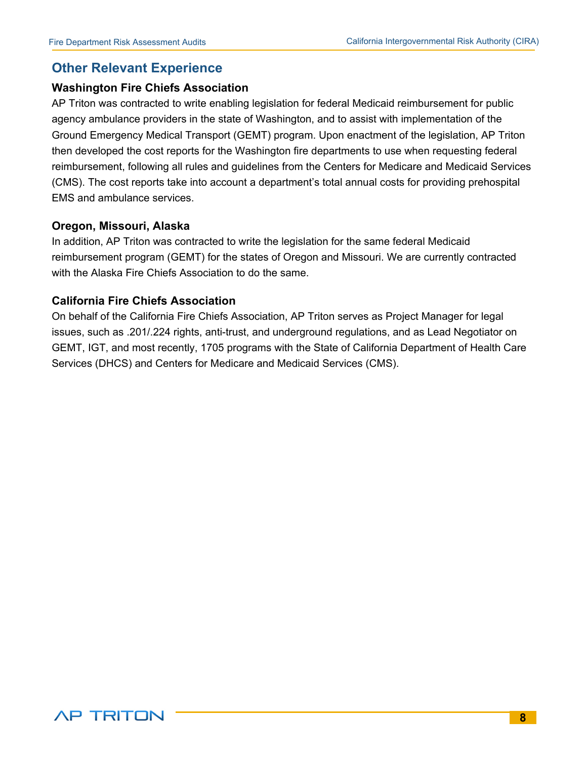## Other Relevant Experience

### Washington Fire Chiefs Association

AP Triton was contracted to write enabling legislation for federal Medicaid reimbursement for public agency ambulance providers in the state of Washington, and to assist with implementation of the Ground Emergency Medical Transport (GEMT) program. Upon enactment of the legislation, AP Triton then developed the cost reports for the Washington fire departments to use when requesting federal reimbursement, following all rules and guidelines from the Centers for Medicare and Medicaid Services (CMS). The cost reports take into account a department's total annual costs for providing prehospital EMS and ambulance services.

### Oregon, Missouri, Alaska

In addition, AP Triton was contracted to write the legislation for the same federal Medicaid reimbursement program (GEMT) for the states of Oregon and Missouri. We are currently contracted with the Alaska Fire Chiefs Association to do the same.

### California Fire Chiefs Association

On behalf of the California Fire Chiefs Association, AP Triton serves as Project Manager for legal issues, such as .201/.224 rights, anti-trust, and underground regulations, and as Lead Negotiator on GEMT, IGT, and most recently, 1705 programs with the State of California Department of Health Care Services (DHCS) and Centers for Medicare and Medicaid Services (CMS).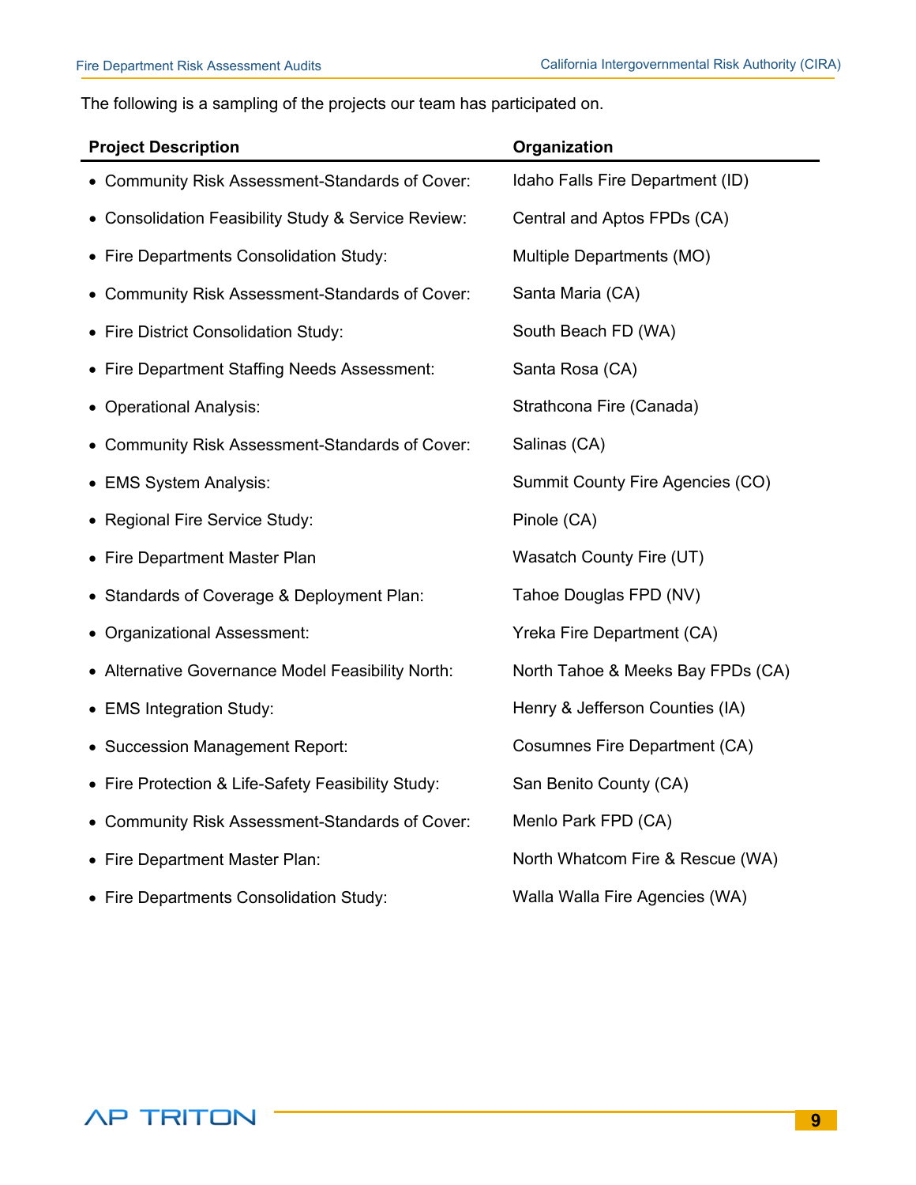The following is a sampling of the projects our team has participated on.

| Project Description | Organization |
|---|---|
| • Community Risk Assessment-Standards of Cover: | Idaho Falls Fire Department (ID) |
| • Consolidation Feasibility Study & Service Review: | Central and Aptos FPDs (CA) |
| • Fire Departments Consolidation Study: | Multiple Departments (MO) |
| • Community Risk Assessment-Standards of Cover: | Santa Maria (CA) |
| • Fire District Consolidation Study: | South Beach FD (WA) |
| • Fire Department Staffing Needs Assessment: | Santa Rosa (CA) |
| • Operational Analysis: | Strathcona Fire (Canada) |
| • Community Risk Assessment-Standards of Cover: | Salinas (CA) |
| • EMS System Analysis: | Summit County Fire Agencies (CO) |
| • Regional Fire Service Study: | Pinole (CA) |
| • Fire Department Master Plan | Wasatch County Fire (UT) |
| • Standards of Coverage & Deployment Plan: | Tahoe Douglas FPD (NV) |
| • Organizational Assessment: | Yreka Fire Department (CA) |
| • Alternative Governance Model Feasibility North: | North Tahoe & Meeks Bay FPDs (CA) |
| • EMS Integration Study: | Henry & Jefferson Counties (IA) |
| • Succession Management Report: | Cosumnes Fire Department (CA) |
| • Fire Protection & Life-Safety Feasibility Study: | San Benito County (CA) |
| • Community Risk Assessment-Standards of Cover: | Menlo Park FPD (CA) |
| • Fire Department Master Plan: | North Whatcom Fire & Rescue (WA) |
| • Fire Departments Consolidation Study: | Walla Walla Fire Agencies (WA) |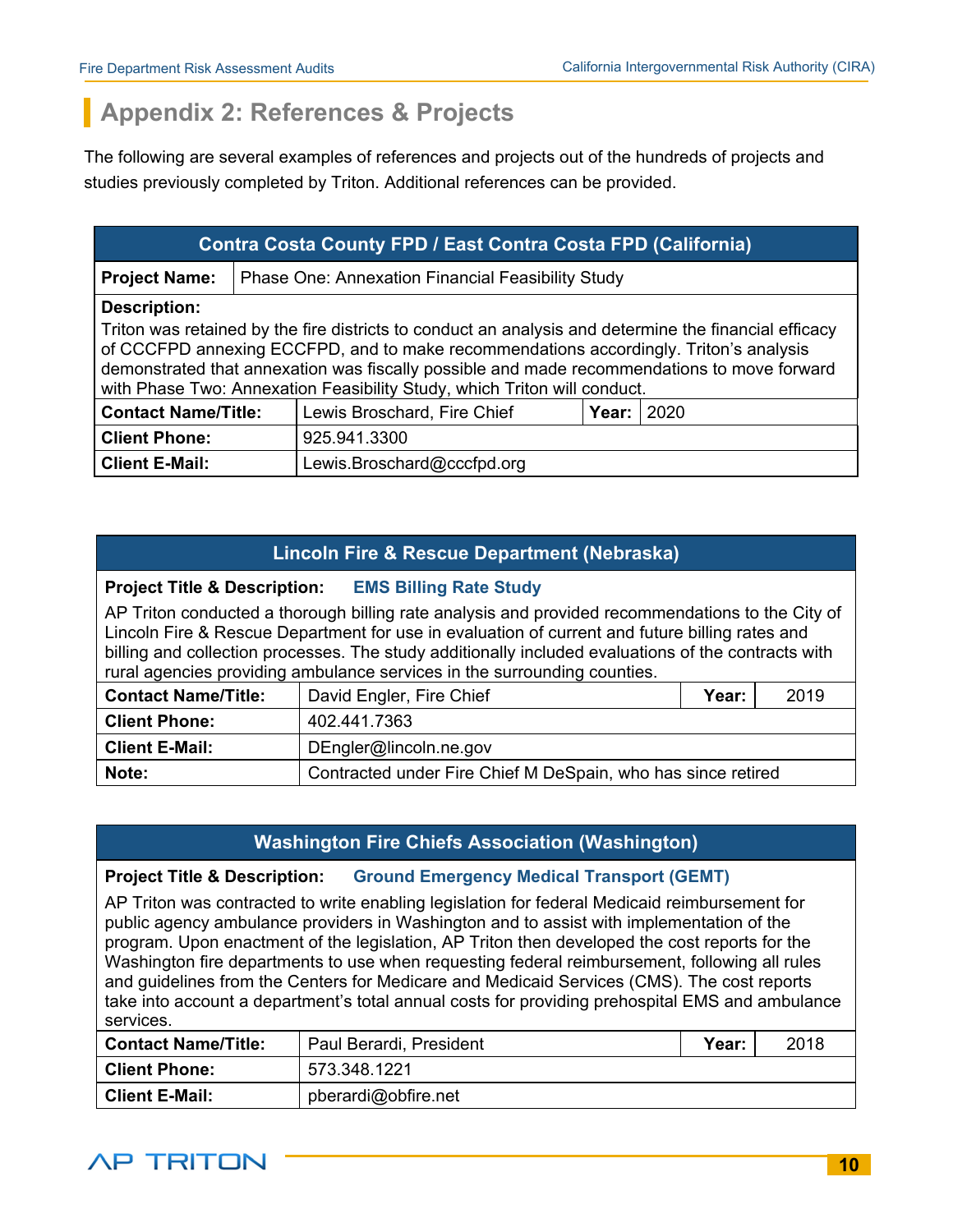## Appendix 2: References & Projects

The following are several examples of references and projects out of the hundreds of projects and studies previously completed by Triton. Additional references can be provided.

| Contra Costa County FPD / East Contra Costa FPD (California) | | | |
|---|---|---|---|
| **Project Name:** | Phase One: Annexation Financial Feasibility Study | | |
| **Description:** Triton was retained by the fire districts to conduct an analysis and determine the financial efficacy of CCCFPD annexing ECCFPD, and to make recommendations accordingly. Triton's analysis demonstrated that annexation was fiscally possible and made recommendations to move forward with Phase Two: Annexation Feasibility Study, which Triton will conduct. | | | |
| **Contact Name/Title:** | Lewis Broschard, Fire Chief | **Year:** | 2020 |
| **Client Phone:** | 925.941.3300 | | |
| **Client E-Mail:** | Lewis.Broschard@cccfpd.org | | |

| Lincoln Fire & Rescue Department (Nebraska) | | | |
|---|---|---|---|
| **Project Title & Description:** **EMS Billing Rate Study** | | | |
| AP Triton conducted a thorough billing rate analysis and provided recommendations to the City of Lincoln Fire & Rescue Department for use in evaluation of current and future billing rates and billing and collection processes. The study additionally included evaluations of the contracts with rural agencies providing ambulance services in the surrounding counties. | | | |
| **Contact Name/Title:** | David Engler, Fire Chief | **Year:** | 2019 |
| **Client Phone:** | 402.441.7363 | | |
| **Client E-Mail:** | DEngler@lincoln.ne.gov | | |
| **Note:** | Contracted under Fire Chief M DeSpain, who has since retired | | |

| Washington Fire Chiefs Association (Washington) | | | |
|---|---|---|---|
| **Project Title & Description:** **Ground Emergency Medical Transport (GEMT)** | | | |
| AP Triton was contracted to write enabling legislation for federal Medicaid reimbursement for public agency ambulance providers in Washington and to assist with implementation of the program. Upon enactment of the legislation, AP Triton then developed the cost reports for the Washington fire departments to use when requesting federal reimbursement, following all rules and guidelines from the Centers for Medicare and Medicaid Services (CMS). The cost reports take into account a department's total annual costs for providing prehospital EMS and ambulance services. | | | |
| **Contact Name/Title:** | Paul Berardi, President | **Year:** | 2018 |
| **Client Phone:** | 573.348.1221 | | |
| **Client E-Mail:** | pberardi@obfire.net | | |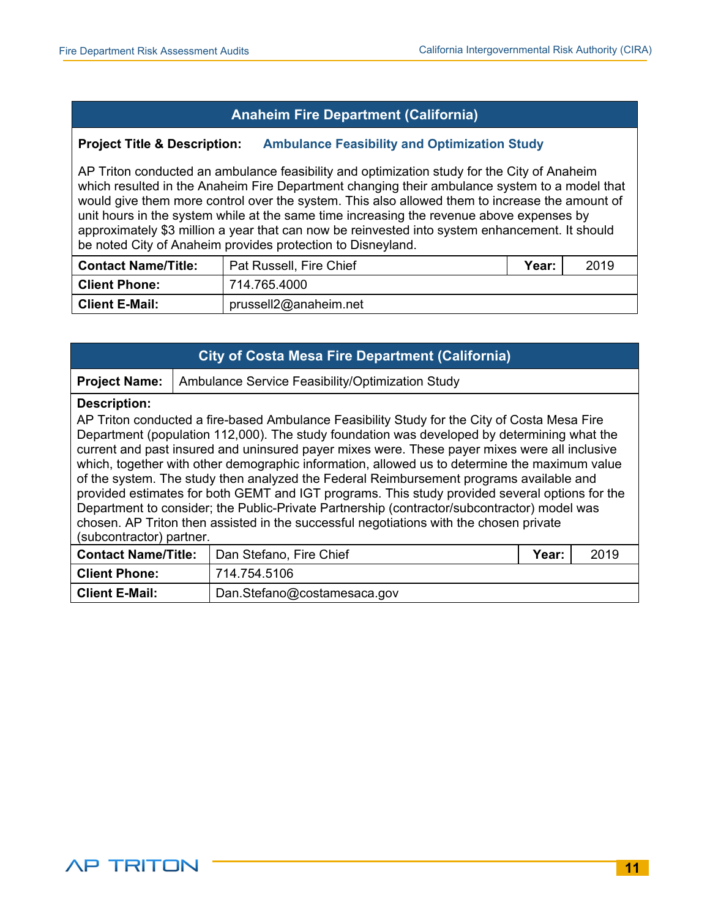## Anaheim Fire Department (California)

**Project Title & Description:** **Ambulance Feasibility and Optimization Study**

AP Triton conducted an ambulance feasibility and optimization study for the City of Anaheim which resulted in the Anaheim Fire Department changing their ambulance system to a model that would give them more control over the system. This also allowed them to increase the amount of unit hours in the system while at the same time increasing the revenue above expenses by approximately $3 million a year that can now be reinvested into system enhancement. It should be noted City of Anaheim provides protection to Disneyland.

| | | | |
|---|---|---|---|
| **Contact Name/Title:** | Pat Russell, Fire Chief | **Year:** | 2019 |
| **Client Phone:** | 714.765.4000 | | |
| **Client E-Mail:** | prussell2@anaheim.net | | |

## City of Costa Mesa Fire Department (California)

**Project Name:** Ambulance Service Feasibility/Optimization Study

**Description:**
AP Triton conducted a fire-based Ambulance Feasibility Study for the City of Costa Mesa Fire Department (population 112,000). The study foundation was developed by determining what the current and past insured and uninsured payer mixes were. These payer mixes were all inclusive which, together with other demographic information, allowed us to determine the maximum value of the system. The study then analyzed the Federal Reimbursement programs available and provided estimates for both GEMT and IGT programs. This study provided several options for the Department to consider; the Public-Private Partnership (contractor/subcontractor) model was chosen. AP Triton then assisted in the successful negotiations with the chosen private (subcontractor) partner.

| | | | |
|---|---|---|---|
| **Contact Name/Title:** | Dan Stefano, Fire Chief | **Year:** | 2019 |
| **Client Phone:** | 714.754.5106 | | |
| **Client E-Mail:** | Dan.Stefano@costamesaca.gov | | |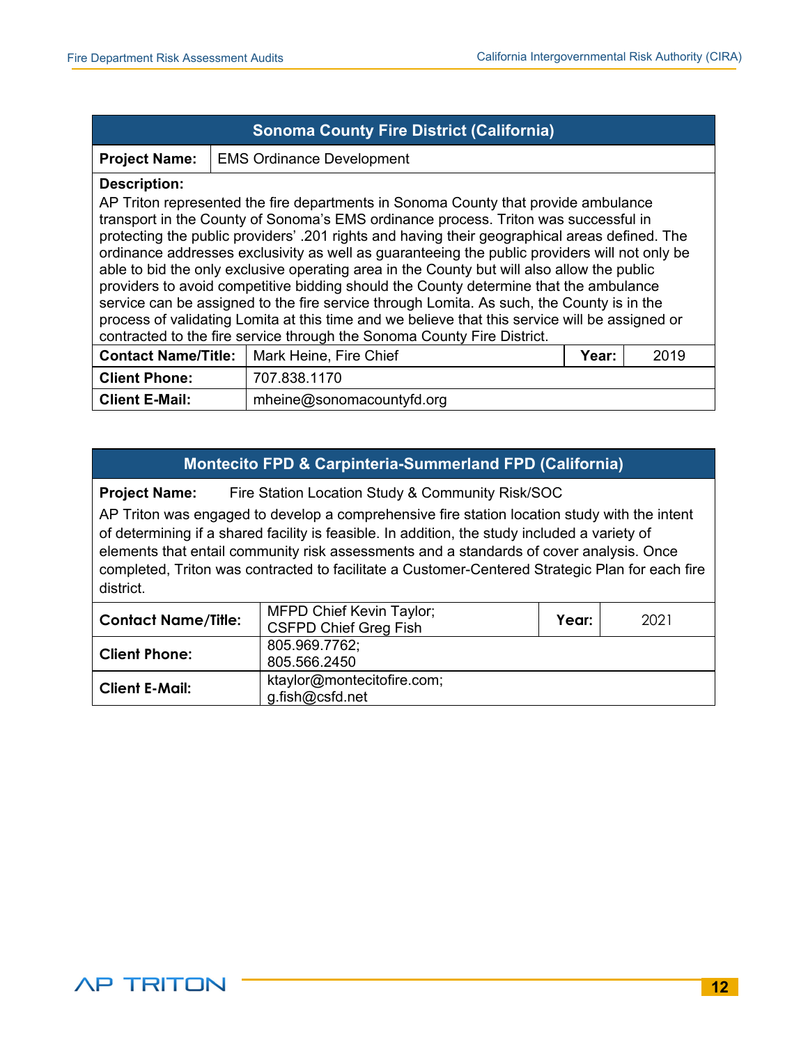| Sonoma County Fire District (California) | | | |
|---|---|---|---|
| **Project Name:** | EMS Ordinance Development | | |
| **Description:** AP Triton represented the fire departments in Sonoma County that provide ambulance transport in the County of Sonoma's EMS ordinance process. Triton was successful in protecting the public providers' .201 rights and having their geographical areas defined. The ordinance addresses exclusivity as well as guaranteeing the public providers will not only be able to bid the only exclusive operating area in the County but will also allow the public providers to avoid competitive bidding should the County determine that the ambulance service can be assigned to the fire service through Lomita. As such, the County is in the process of validating Lomita at this time and we believe that this service will be assigned or contracted to the fire service through the Sonoma County Fire District. | | | |
| **Contact Name/Title:** | Mark Heine, Fire Chief | **Year:** | 2019 |
| **Client Phone:** | 707.838.1170 | | |
| **Client E-Mail:** | mheine@sonomacountyfd.org | | |

| Montecito FPD & Carpinteria-Summerland FPD (California) | | | |
|---|---|---|---|
| **Project Name:** | Fire Station Location Study & Community Risk/SOC | | |
| AP Triton was engaged to develop a comprehensive fire station location study with the intent of determining if a shared facility is feasible. In addition, the study included a variety of elements that entail community risk assessments and a standards of cover analysis. Once completed, Triton was contracted to facilitate a Customer-Centered Strategic Plan for each fire district. | | | |
| **Contact Name/Title:** | MFPD Chief Kevin Taylor; CSFPD Chief Greg Fish | **Year:** | 2021 |
| **Client Phone:** | 805.969.7762; 805.566.2450 | | |
| **Client E-Mail:** | ktaylor@montecitofire.com; g.fish@csfd.net | | |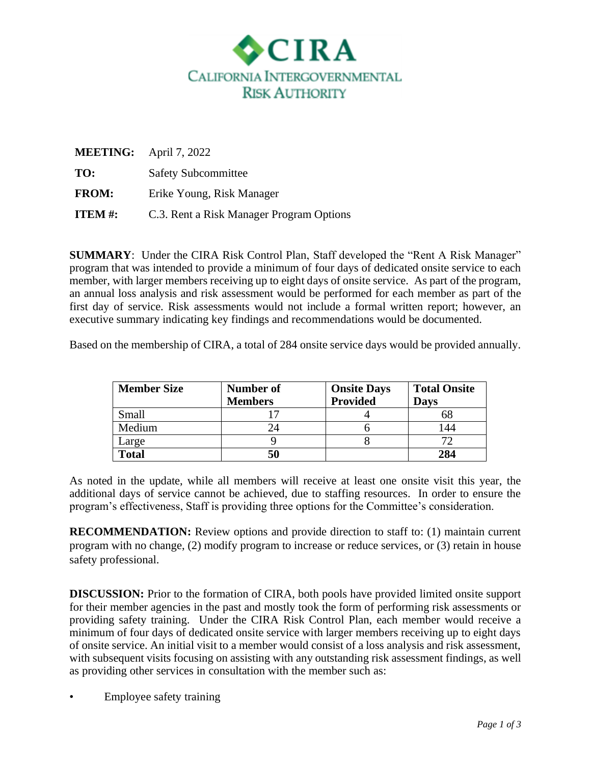# CIRA

## CALIFORNIA INTERGOVERNMENTAL RISK AUTHORITY

**MEETING:** April 7, 2022

**TO:** Safety Subcommittee

**FROM:** Erike Young, Risk Manager

**ITEM #:** C.3. Rent a Risk Manager Program Options

**SUMMARY**: Under the CIRA Risk Control Plan, Staff developed the "Rent A Risk Manager" program that was intended to provide a minimum of four days of dedicated onsite service to each member, with larger members receiving up to eight days of onsite service. As part of the program, an annual loss analysis and risk assessment would be performed for each member as part of the first day of service. Risk assessments would not include a formal written report; however, an executive summary indicating key findings and recommendations would be documented.

Based on the membership of CIRA, a total of 284 onsite service days would be provided annually.

| Member Size | Number of Members | Onsite Days Provided | Total Onsite Days |
|---|---|---|---|
| Small | 17 | 4 | 68 |
| Medium | 24 | 6 | 144 |
| Large | 9 | 8 | 72 |
| **Total** | **50** | | **284** |

As noted in the update, while all members will receive at least one onsite visit this year, the additional days of service cannot be achieved, due to staffing resources. In order to ensure the program's effectiveness, Staff is providing three options for the Committee's consideration.

**RECOMMENDATION:** Review options and provide direction to staff to: (1) maintain current program with no change, (2) modify program to increase or reduce services, or (3) retain in house safety professional.

**DISCUSSION:** Prior to the formation of CIRA, both pools have provided limited onsite support for their member agencies in the past and mostly took the form of performing risk assessments or providing safety training. Under the CIRA Risk Control Plan, each member would receive a minimum of four days of dedicated onsite service with larger members receiving up to eight days of onsite service. An initial visit to a member would consist of a loss analysis and risk assessment, with subsequent visits focusing on assisting with any outstanding risk assessment findings, as well as providing other services in consultation with the member such as:

- Employee safety training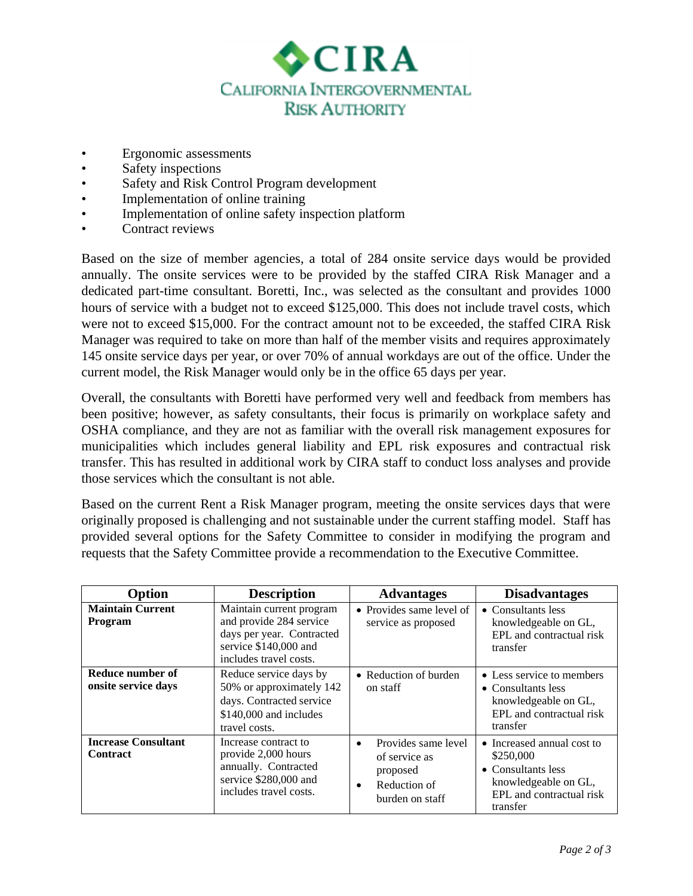- Ergonomic assessments
- Safety inspections
- Safety and Risk Control Program development
- Implementation of online training
- Implementation of online safety inspection platform
- Contract reviews

Based on the size of member agencies, a total of 284 onsite service days would be provided annually. The onsite services were to be provided by the staffed CIRA Risk Manager and a dedicated part-time consultant. Boretti, Inc., was selected as the consultant and provides 1000 hours of service with a budget not to exceed $125,000. This does not include travel costs, which were not to exceed $15,000. For the contract amount not to be exceeded, the staffed CIRA Risk Manager was required to take on more than half of the member visits and requires approximately 145 onsite service days per year, or over 70% of annual workdays are out of the office. Under the current model, the Risk Manager would only be in the office 65 days per year.

Overall, the consultants with Boretti have performed very well and feedback from members has been positive; however, as safety consultants, their focus is primarily on workplace safety and OSHA compliance, and they are not as familiar with the overall risk management exposures for municipalities which includes general liability and EPL risk exposures and contractual risk transfer. This has resulted in additional work by CIRA staff to conduct loss analyses and provide those services which the consultant is not able.

Based on the current Rent a Risk Manager program, meeting the onsite services days that were originally proposed is challenging and not sustainable under the current staffing model. Staff has provided several options for the Safety Committee to consider in modifying the program and requests that the Safety Committee provide a recommendation to the Executive Committee.

| Option | Description | Advantages | Disadvantages |
|---|---|---|---|
| **Maintain Current Program** | Maintain current program and provide 284 service days per year. Contracted service $140,000 and includes travel costs. | • Provides same level of service as proposed | • Consultants less knowledgeable on GL, EPL and contractual risk transfer |
| **Reduce number of onsite service days** | Reduce service days by 50% or approximately 142 days. Contracted service $140,000 and includes travel costs. | • Reduction of burden on staff | • Less service to members<br>• Consultants less knowledgeable on GL, EPL and contractual risk transfer |
| **Increase Consultant Contract** | Increase contract to provide 2,000 hours annually. Contracted service $280,000 and includes travel costs. | • Provides same level of service as proposed<br>• Reduction of burden on staff | • Increased annual cost to $250,000<br>• Consultants less knowledgeable on GL, EPL and contractual risk transfer |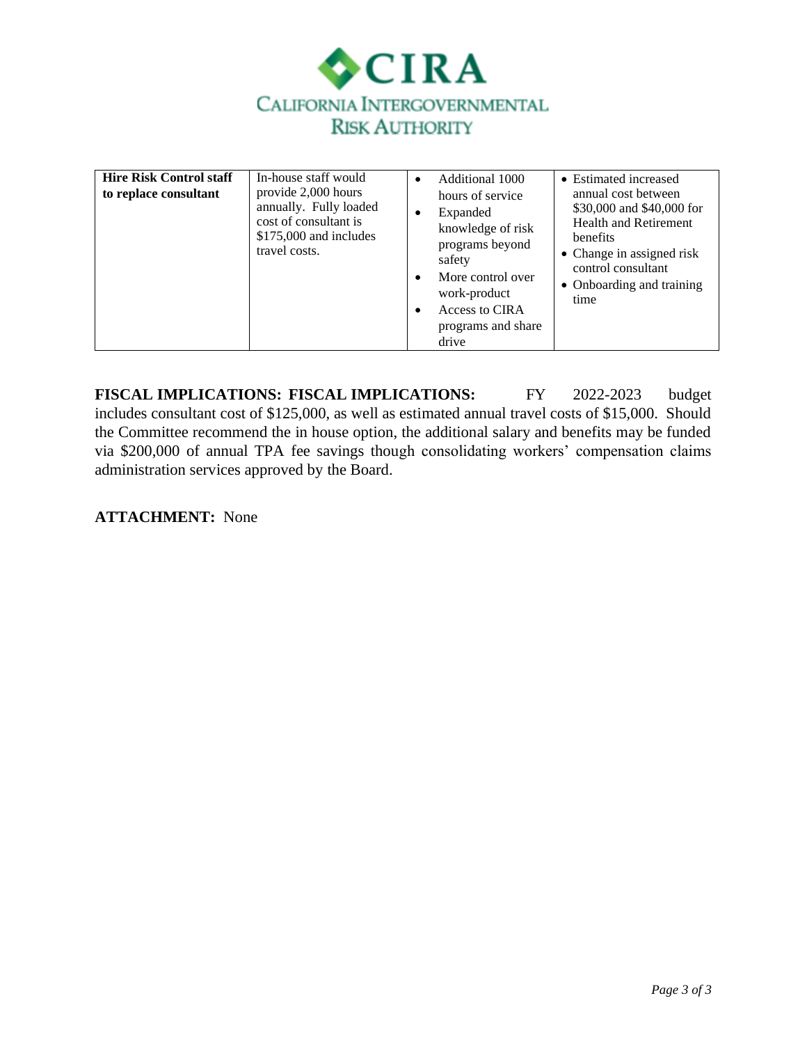| | | | |
|---|---|---|---|
| **Hire Risk Control staff to replace consultant** | In-house staff would provide 2,000 hours annually. Fully loaded cost of consultant is $175,000 and includes travel costs. | • Additional 1000 hours of service<br>• Expanded knowledge of risk programs beyond safety<br>• More control over work-product<br>• Access to CIRA programs and share drive | • Estimated increased annual cost between $30,000 and $40,000 for Health and Retirement benefits<br>• Change in assigned risk control consultant<br>• Onboarding and training time |

**FISCAL IMPLICATIONS: FISCAL IMPLICATIONS:** FY 2022-2023 budget includes consultant cost of $125,000, as well as estimated annual travel costs of $15,000. Should the Committee recommend the in house option, the additional salary and benefits may be funded via $200,000 of annual TPA fee savings though consolidating workers' compensation claims administration services approved by the Board.

**ATTACHMENT:** None